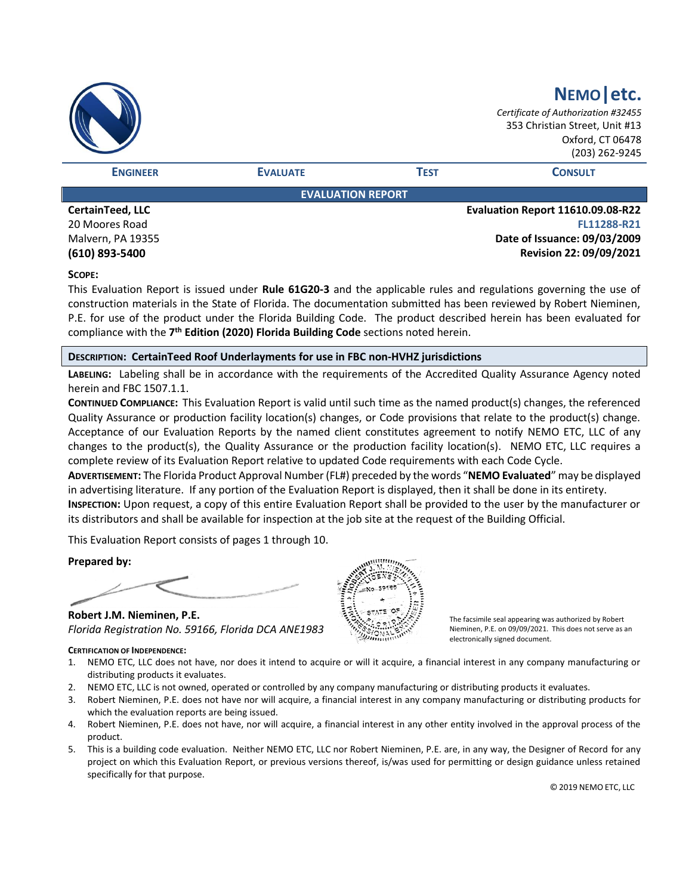# NEMO|etc.

*Certificate of Authorization #32455*
353 Christian Street, Unit #13
Oxford, CT 06478
(203) 262-9245

**ENGINEER** | **EVALUATE** | **TEST** | **CONSULT**

## EVALUATION REPORT

| | |
|---|---|
| **CertainTeed, LLC** | **Evaluation Report 11610.09.08-R22** |
| 20 Moores Road | **FL11288-R21** |
| Malvern, PA 19355 | **Date of Issuance: 09/03/2009** |
| **(610) 893-5400** | **Revision 22: 09/09/2021** |

**SCOPE:**

This Evaluation Report is issued under **Rule 61G20-3** and the applicable rules and regulations governing the use of construction materials in the State of Florida. The documentation submitted has been reviewed by Robert Nieminen, P.E. for use of the product under the Florida Building Code. The product described herein has been evaluated for compliance with the **7th Edition (2020) Florida Building Code** sections noted herein.

**DESCRIPTION: CertainTeed Roof Underlayments for use in FBC non-HVHZ jurisdictions**

**LABELING:** Labeling shall be in accordance with the requirements of the Accredited Quality Assurance Agency noted herein and FBC 1507.1.1.

**CONTINUED COMPLIANCE:** This Evaluation Report is valid until such time as the named product(s) changes, the referenced Quality Assurance or production facility location(s) changes, or Code provisions that relate to the product(s) change. Acceptance of our Evaluation Reports by the named client constitutes agreement to notify NEMO ETC, LLC of any changes to the product(s), the Quality Assurance or the production facility location(s). NEMO ETC, LLC requires a complete review of its Evaluation Report relative to updated Code requirements with each Code Cycle.

**ADVERTISEMENT:** The Florida Product Approval Number (FL#) preceded by the words "**NEMO Evaluated**" may be displayed in advertising literature. If any portion of the Evaluation Report is displayed, then it shall be done in its entirety.

**INSPECTION:** Upon request, a copy of this entire Evaluation Report shall be provided to the user by the manufacturer or its distributors and shall be available for inspection at the job site at the request of the Building Official.

This Evaluation Report consists of pages 1 through 10.

**Prepared by:**

**Robert J.M. Nieminen, P.E.**
*Florida Registration No. 59166, Florida DCA ANE1983*

The facsimile seal appearing was authorized by Robert Nieminen, P.E. on 09/09/2021. This does not serve as an electronically signed document.

**CERTIFICATION OF INDEPENDENCE:**

1. NEMO ETC, LLC does not have, nor does it intend to acquire or will it acquire, a financial interest in any company manufacturing or distributing products it evaluates.
2. NEMO ETC, LLC is not owned, operated or controlled by any company manufacturing or distributing products it evaluates.
3. Robert Nieminen, P.E. does not have nor will acquire, a financial interest in any company manufacturing or distributing products for which the evaluation reports are being issued.
4. Robert Nieminen, P.E. does not have, nor will acquire, a financial interest in any other entity involved in the approval process of the product.
5. This is a building code evaluation. Neither NEMO ETC, LLC nor Robert Nieminen, P.E. are, in any way, the Designer of Record for any project on which this Evaluation Report, or previous versions thereof, is/was used for permitting or design guidance unless retained specifically for that purpose.

© 2019 NEMO ETC, LLC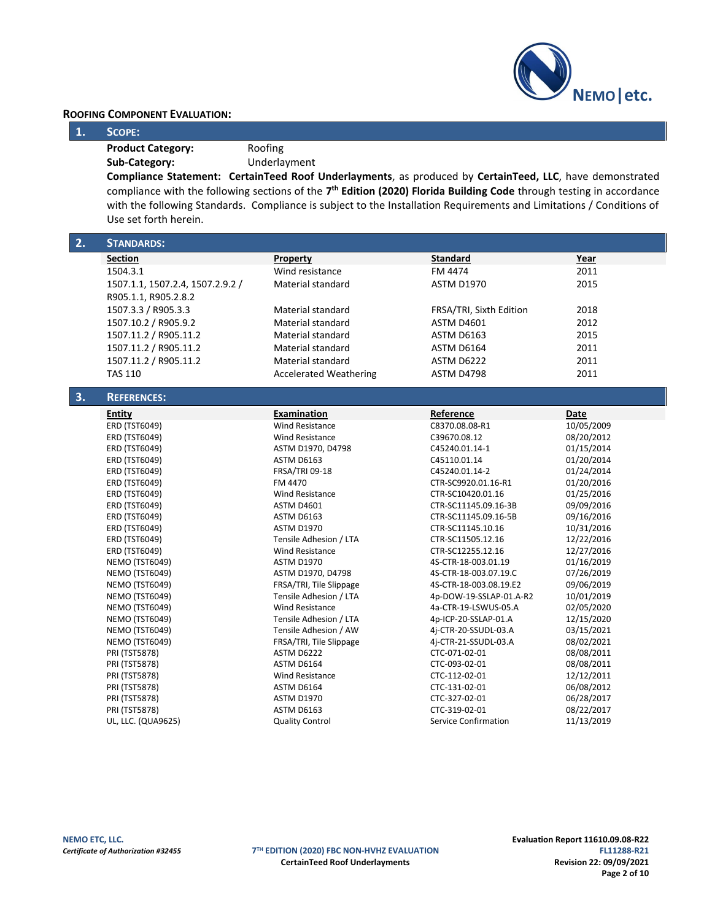**ROOFING COMPONENT EVALUATION:**

## 1. SCOPE:

**Product Category:** Roofing

**Sub-Category:** Underlayment

**Compliance Statement:** **CertainTeed Roof Underlayments**, as produced by **CertainTeed, LLC**, have demonstrated compliance with the following sections of the **7th Edition (2020) Florida Building Code** through testing in accordance with the following Standards. Compliance is subject to the Installation Requirements and Limitations / Conditions of Use set forth herein.

## 2. STANDARDS:

| Section | Property | Standard | Year |
|---|---|---|---|
| 1504.3.1 | Wind resistance | FM 4474 | 2011 |
| 1507.1.1, 1507.2.4, 1507.2.9.2 / R905.1.1, R905.2.8.2 | Material standard | ASTM D1970 | 2015 |
| 1507.3.3 / R905.3.3 | Material standard | FRSA/TRI, Sixth Edition | 2018 |
| 1507.10.2 / R905.9.2 | Material standard | ASTM D4601 | 2012 |
| 1507.11.2 / R905.11.2 | Material standard | ASTM D6163 | 2015 |
| 1507.11.2 / R905.11.2 | Material standard | ASTM D6164 | 2011 |
| 1507.11.2 / R905.11.2 | Material standard | ASTM D6222 | 2011 |
| TAS 110 | Accelerated Weathering | ASTM D4798 | 2011 |

## 3. REFERENCES:

| Entity | Examination | Reference | Date |
|---|---|---|---|
| ERD (TST6049) | Wind Resistance | C8370.08.08-R1 | 10/05/2009 |
| ERD (TST6049) | Wind Resistance | C39670.08.12 | 08/20/2012 |
| ERD (TST6049) | ASTM D1970, D4798 | C45240.01.14-1 | 01/15/2014 |
| ERD (TST6049) | ASTM D6163 | C45110.01.14 | 01/20/2014 |
| ERD (TST6049) | FRSA/TRI 09-18 | C45240.01.14-2 | 01/24/2014 |
| ERD (TST6049) | FM 4470 | CTR-SC9920.01.16-R1 | 01/20/2016 |
| ERD (TST6049) | Wind Resistance | CTR-SC10420.01.16 | 01/25/2016 |
| ERD (TST6049) | ASTM D4601 | CTR-SC11145.09.16-3B | 09/09/2016 |
| ERD (TST6049) | ASTM D6163 | CTR-SC11145.09.16-5B | 09/16/2016 |
| ERD (TST6049) | ASTM D1970 | CTR-SC11145.10.16 | 10/31/2016 |
| ERD (TST6049) | Tensile Adhesion / LTA | CTR-SC11505.12.16 | 12/22/2016 |
| ERD (TST6049) | Wind Resistance | CTR-SC12255.12.16 | 12/27/2016 |
| NEMO (TST6049) | ASTM D1970 | 4S-CTR-18-003.01.19 | 01/16/2019 |
| NEMO (TST6049) | ASTM D1970, D4798 | 4S-CTR-18-003.07.19.C | 07/26/2019 |
| NEMO (TST6049) | FRSA/TRI, Tile Slippage | 4S-CTR-18-003.08.19.E2 | 09/06/2019 |
| NEMO (TST6049) | Tensile Adhesion / LTA | 4p-DOW-19-SSLAP-01.A-R2 | 10/01/2019 |
| NEMO (TST6049) | Wind Resistance | 4a-CTR-19-LSWUS-05.A | 02/05/2020 |
| NEMO (TST6049) | Tensile Adhesion / LTA | 4p-ICP-20-SSLAP-01.A | 12/15/2020 |
| NEMO (TST6049) | Tensile Adhesion / AW | 4j-CTR-20-SSUDL-03.A | 03/15/2021 |
| NEMO (TST6049) | FRSA/TRI, Tile Slippage | 4j-CTR-21-SSUDL-03.A | 08/02/2021 |
| PRI (TST5878) | ASTM D6222 | CTC-071-02-01 | 08/08/2011 |
| PRI (TST5878) | ASTM D6164 | CTC-093-02-01 | 08/08/2011 |
| PRI (TST5878) | Wind Resistance | CTC-112-02-01 | 12/12/2011 |
| PRI (TST5878) | ASTM D6164 | CTC-131-02-01 | 06/08/2012 |
| PRI (TST5878) | ASTM D1970 | CTC-327-02-01 | 06/28/2017 |
| PRI (TST5878) | ASTM D6163 | CTC-319-02-01 | 08/22/2017 |
| UL, LLC. (QUA9625) | Quality Control | Service Confirmation | 11/13/2019 |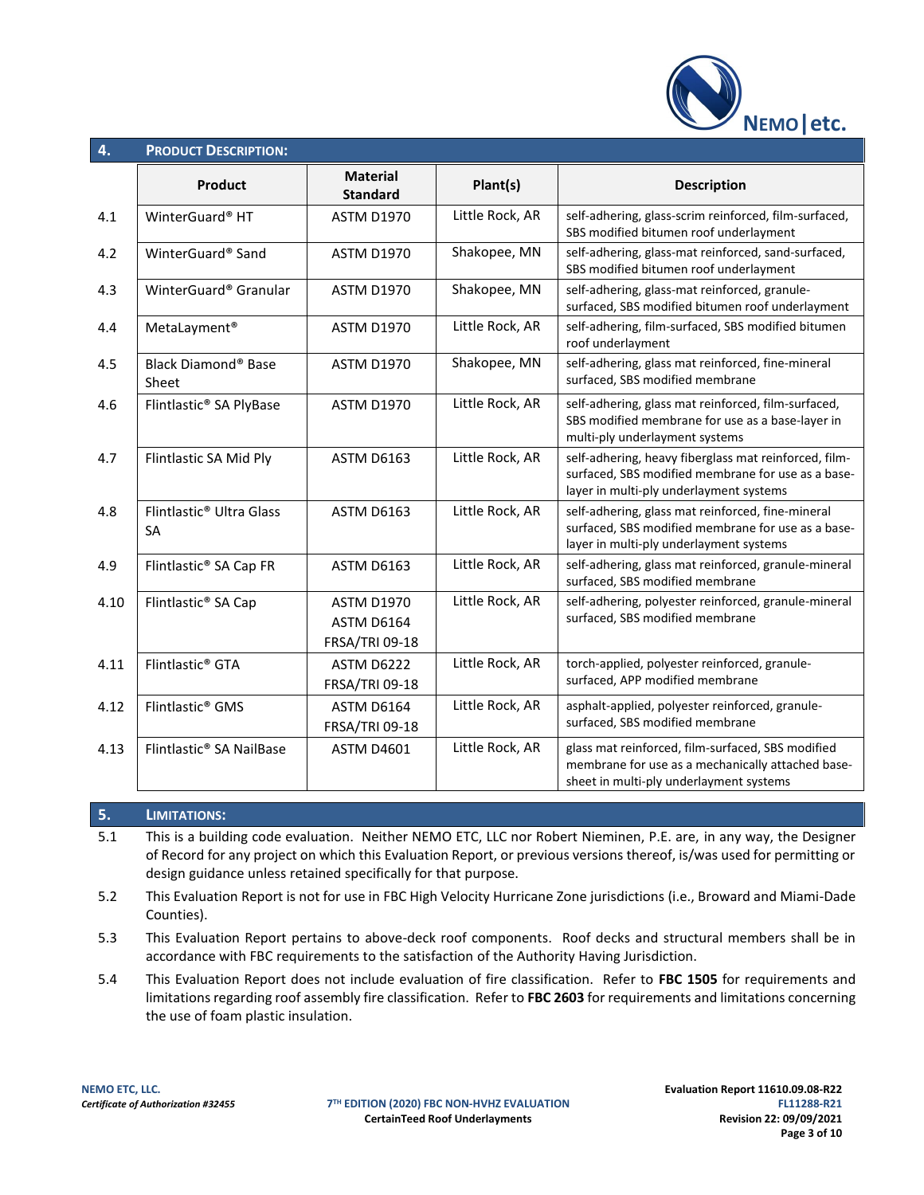## 4. PRODUCT DESCRIPTION:

| | Product | Material Standard | Plant(s) | Description |
|---|---|---|---|---|
| 4.1 | WinterGuard® HT | ASTM D1970 | Little Rock, AR | self-adhering, glass-scrim reinforced, film-surfaced, SBS modified bitumen roof underlayment |
| 4.2 | WinterGuard® Sand | ASTM D1970 | Shakopee, MN | self-adhering, glass-mat reinforced, sand-surfaced, SBS modified bitumen roof underlayment |
| 4.3 | WinterGuard® Granular | ASTM D1970 | Shakopee, MN | self-adhering, glass-mat reinforced, granule-surfaced, SBS modified bitumen roof underlayment |
| 4.4 | MetaLayment® | ASTM D1970 | Little Rock, AR | self-adhering, film-surfaced, SBS modified bitumen roof underlayment |
| 4.5 | Black Diamond® Base Sheet | ASTM D1970 | Shakopee, MN | self-adhering, glass mat reinforced, fine-mineral surfaced, SBS modified membrane |
| 4.6 | Flintlastic® SA PlyBase | ASTM D1970 | Little Rock, AR | self-adhering, glass mat reinforced, film-surfaced, SBS modified membrane for use as a base-layer in multi-ply underlayment systems |
| 4.7 | Flintlastic SA Mid Ply | ASTM D6163 | Little Rock, AR | self-adhering, heavy fiberglass mat reinforced, film-surfaced, SBS modified membrane for use as a base-layer in multi-ply underlayment systems |
| 4.8 | Flintlastic® Ultra Glass SA | ASTM D6163 | Little Rock, AR | self-adhering, glass mat reinforced, fine-mineral surfaced, SBS modified membrane for use as a base-layer in multi-ply underlayment systems |
| 4.9 | Flintlastic® SA Cap FR | ASTM D6163 | Little Rock, AR | self-adhering, glass mat reinforced, granule-mineral surfaced, SBS modified membrane |
| 4.10 | Flintlastic® SA Cap | ASTM D1970<br>ASTM D6164<br>FRSA/TRI 09-18 | Little Rock, AR | self-adhering, polyester reinforced, granule-mineral surfaced, SBS modified membrane |
| 4.11 | Flintlastic® GTA | ASTM D6222<br>FRSA/TRI 09-18 | Little Rock, AR | torch-applied, polyester reinforced, granule-surfaced, APP modified membrane |
| 4.12 | Flintlastic® GMS | ASTM D6164<br>FRSA/TRI 09-18 | Little Rock, AR | asphalt-applied, polyester reinforced, granule-surfaced, SBS modified membrane |
| 4.13 | Flintlastic® SA NailBase | ASTM D4601 | Little Rock, AR | glass mat reinforced, film-surfaced, SBS modified membrane for use as a mechanically attached base-sheet in multi-ply underlayment systems |

## 5. LIMITATIONS:

5.1 This is a building code evaluation. Neither NEMO ETC, LLC nor Robert Nieminen, P.E. are, in any way, the Designer of Record for any project on which this Evaluation Report, or previous versions thereof, is/was used for permitting or design guidance unless retained specifically for that purpose.

5.2 This Evaluation Report is not for use in FBC High Velocity Hurricane Zone jurisdictions (i.e., Broward and Miami-Dade Counties).

5.3 This Evaluation Report pertains to above-deck roof components. Roof decks and structural members shall be in accordance with FBC requirements to the satisfaction of the Authority Having Jurisdiction.

5.4 This Evaluation Report does not include evaluation of fire classification. Refer to **FBC 1505** for requirements and limitations regarding roof assembly fire classification. Refer to **FBC 2603** for requirements and limitations concerning the use of foam plastic insulation.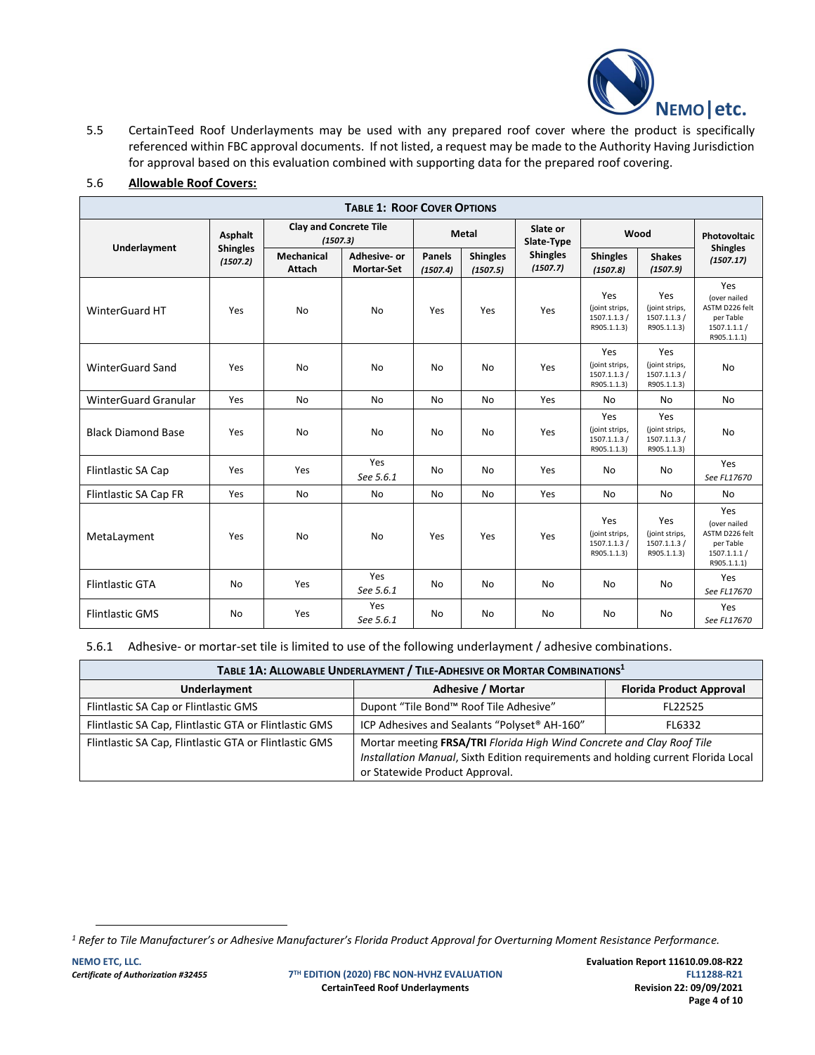5.5 CertainTeed Roof Underlayments may be used with any prepared roof cover where the product is specifically referenced within FBC approval documents. If not listed, a request may be made to the Authority Having Jurisdiction for approval based on this evaluation combined with supporting data for the prepared roof covering.

5.6 **Allowable Roof Covers:**

| **TABLE 1: ROOF COVER OPTIONS** | | | | | | | | | |
|---|---|---|---|---|---|---|---|---|---|
| **Underlayment** | **Asphalt Shingles** *(1507.2)* | **Clay and Concrete Tile** *(1507.3)* | | **Metal** | | **Slate or Slate-Type Shingles** *(1507.7)* | **Wood** | | **Photovoltaic Shingles** *(1507.17)* |
| | | **Mechanical Attach** | **Adhesive- or Mortar-Set** | **Panels** *(1507.4)* | **Shingles** *(1507.5)* | | **Shingles** *(1507.8)* | **Shakes** *(1507.9)* | |
| WinterGuard HT | Yes | No | No | Yes | Yes | Yes | Yes (joint strips, 1507.1.1.3 / R905.1.1.3) | Yes (joint strips, 1507.1.1.3 / R905.1.1.3) | Yes (over nailed ASTM D226 felt per Table 1507.1.1 / R905.1.1) |
| WinterGuard Sand | Yes | No | No | No | No | Yes | Yes (joint strips, 1507.1.1.3 / R905.1.1.3) | Yes (joint strips, 1507.1.1.3 / R905.1.1.3) | No |
| WinterGuard Granular | Yes | No | No | No | No | Yes | No | No | No |
| Black Diamond Base | Yes | No | No | No | No | Yes | Yes (joint strips, 1507.1.1.3 / R905.1.1.3) | Yes (joint strips, 1507.1.1.3 / R905.1.1.3) | No |
| Flintlastic SA Cap | Yes | Yes | Yes *See 5.6.1* | No | No | Yes | No | No | Yes *See FL17670* |
| Flintlastic SA Cap FR | Yes | No | No | No | No | Yes | No | No | No |
| MetaLayment | Yes | No | No | Yes | Yes | Yes | Yes (joint strips, 1507.1.1.3 / R905.1.1.3) | Yes (joint strips, 1507.1.1.3 / R905.1.1.3) | Yes (over nailed ASTM D226 felt per Table 1507.1.1 / R905.1.1) |
| Flintlastic GTA | No | Yes | Yes *See 5.6.1* | No | No | No | No | No | Yes *See FL17670* |
| Flintlastic GMS | No | Yes | Yes *See 5.6.1* | No | No | No | No | No | Yes *See FL17670* |

5.6.1 Adhesive- or mortar-set tile is limited to use of the following underlayment / adhesive combinations.

| **TABLE 1A: ALLOWABLE UNDERLAYMENT / TILE-ADHESIVE OR MORTAR COMBINATIONS[1]** | | |
|---|---|---|
| **Underlayment** | **Adhesive / Mortar** | **Florida Product Approval** |
| Flintlastic SA Cap or Flintlastic GMS | Dupont "Tile Bond™ Roof Tile Adhesive" | FL22525 |
| Flintlastic SA Cap, Flintlastic GTA or Flintlastic GMS | ICP Adhesives and Sealants "Polyset® AH-160" | FL6332 |
| Flintlastic SA Cap, Flintlastic GTA or Flintlastic GMS | Mortar meeting **FRSA/TRI** *Florida High Wind Concrete and Clay Roof Tile Installation Manual*, Sixth Edition requirements and holding current Florida Local or Statewide Product Approval. | |

[1] *Refer to Tile Manufacturer's or Adhesive Manufacturer's Florida Product Approval for Overturning Moment Resistance Performance.*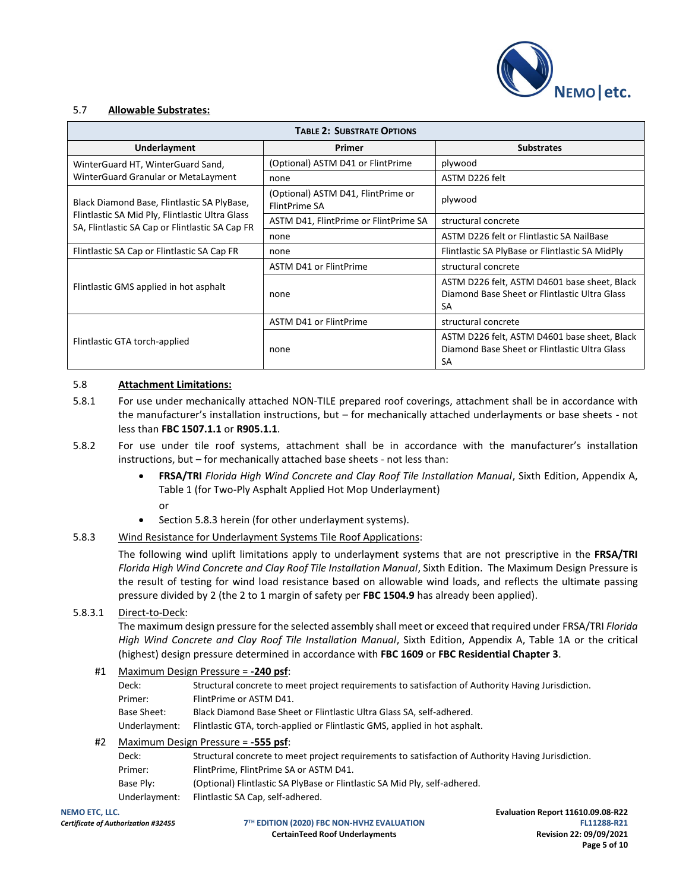### 5.7 Allowable Substrates:

| TABLE 2: SUBSTRATE OPTIONS | | |
|---|---|---|
| **Underlayment** | **Primer** | **Substrates** |
| WinterGuard HT, WinterGuard Sand, WinterGuard Granular or MetaLayment | (Optional) ASTM D41 or FlintPrime | plywood |
| | none | ASTM D226 felt |
| Black Diamond Base, Flintlastic SA PlyBase, Flintlastic SA Mid Ply, Flintlastic Ultra Glass SA, Flintlastic SA Cap or Flintlastic SA Cap FR | (Optional) ASTM D41, FlintPrime or FlintPrime SA | plywood |
| | ASTM D41, FlintPrime or FlintPrime SA | structural concrete |
| | none | ASTM D226 felt or Flintlastic SA NailBase |
| Flintlastic SA Cap or Flintlastic SA Cap FR | none | Flintlastic SA PlyBase or Flintlastic SA MidPly |
| Flintlastic GMS applied in hot asphalt | ASTM D41 or FlintPrime | structural concrete |
| | none | ASTM D226 felt, ASTM D4601 base sheet, Black Diamond Base Sheet or Flintlastic Ultra Glass SA |
| Flintlastic GTA torch-applied | ASTM D41 or FlintPrime | structural concrete |
| | none | ASTM D226 felt, ASTM D4601 base sheet, Black Diamond Base Sheet or Flintlastic Ultra Glass SA |

### 5.8 Attachment Limitations:

5.8.1 For use under mechanically attached NON-TILE prepared roof coverings, attachment shall be in accordance with the manufacturer's installation instructions, but – for mechanically attached underlayments or base sheets - not less than **FBC 1507.1.1** or **R905.1.1**.

5.8.2 For use under tile roof systems, attachment shall be in accordance with the manufacturer's installation instructions, but – for mechanically attached base sheets - not less than:

- **FRSA/TRI** *Florida High Wind Concrete and Clay Roof Tile Installation Manual*, Sixth Edition, Appendix A, Table 1 (for Two-Ply Asphalt Applied Hot Mop Underlayment)

  or
- Section 5.8.3 herein (for other underlayment systems).

5.8.3 Wind Resistance for Underlayment Systems Tile Roof Applications:

The following wind uplift limitations apply to underlayment systems that are not prescriptive in the **FRSA/TRI** *Florida High Wind Concrete and Clay Roof Tile Installation Manual*, Sixth Edition. The Maximum Design Pressure is the result of testing for wind load resistance based on allowable wind loads, and reflects the ultimate passing pressure divided by 2 (the 2 to 1 margin of safety per **FBC 1504.9** has already been applied).

5.8.3.1 Direct-to-Deck:

The maximum design pressure for the selected assembly shall meet or exceed that required under FRSA/TRI *Florida High Wind Concrete and Clay Roof Tile Installation Manual*, Sixth Edition, Appendix A, Table 1A or the critical (highest) design pressure determined in accordance with **FBC 1609** or **FBC Residential Chapter 3**.

#1 Maximum Design Pressure = **-240 psf**:

- Deck: Structural concrete to meet project requirements to satisfaction of Authority Having Jurisdiction.
- Primer: FlintPrime or ASTM D41.
- Base Sheet: Black Diamond Base Sheet or Flintlastic Ultra Glass SA, self-adhered.
- Underlayment: Flintlastic GTA, torch-applied or Flintlastic GMS, applied in hot asphalt.

#2 Maximum Design Pressure = **-555 psf**:

- Deck: Structural concrete to meet project requirements to satisfaction of Authority Having Jurisdiction.
- Primer: FlintPrime, FlintPrime SA or ASTM D41.
- Base Ply: (Optional) Flintlastic SA PlyBase or Flintlastic SA Mid Ply, self-adhered.
- Underlayment: Flintlastic SA Cap, self-adhered.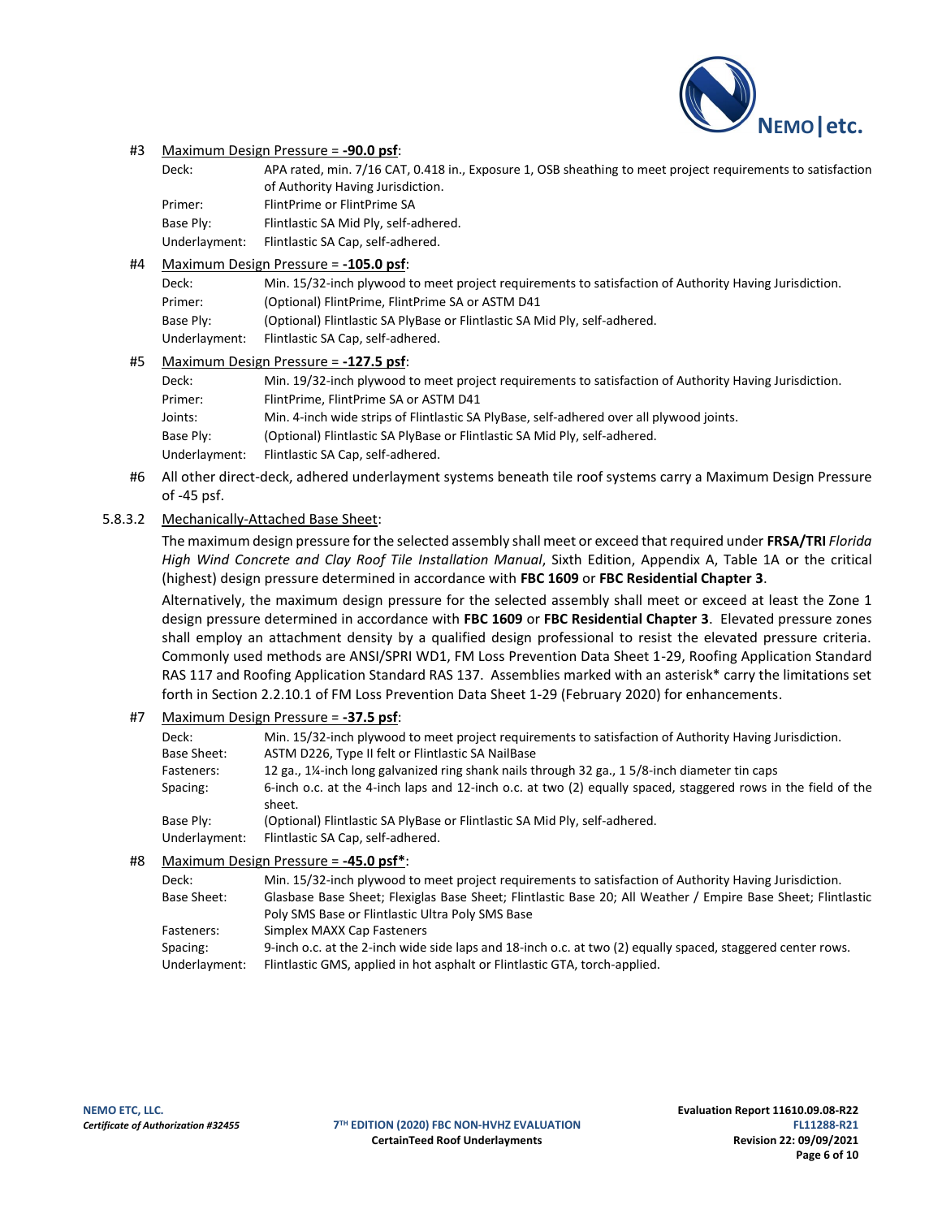#3 Maximum Design Pressure = **-90.0 psf**:

| | |
|---|---|
| Deck: | APA rated, min. 7/16 CAT, 0.418 in., Exposure 1, OSB sheathing to meet project requirements to satisfaction of Authority Having Jurisdiction. |
| Primer: | FlintPrime or FlintPrime SA |
| Base Ply: | Flintlastic SA Mid Ply, self-adhered. |
| Underlayment: | Flintlastic SA Cap, self-adhered. |

#4 Maximum Design Pressure = **-105.0 psf**:

| | |
|---|---|
| Deck: | Min. 15/32-inch plywood to meet project requirements to satisfaction of Authority Having Jurisdiction. |
| Primer: | (Optional) FlintPrime, FlintPrime SA or ASTM D41 |
| Base Ply: | (Optional) Flintlastic SA PlyBase or Flintlastic SA Mid Ply, self-adhered. |
| Underlayment: | Flintlastic SA Cap, self-adhered. |

#5 Maximum Design Pressure = **-127.5 psf**:

| | |
|---|---|
| Deck: | Min. 19/32-inch plywood to meet project requirements to satisfaction of Authority Having Jurisdiction. |
| Primer: | FlintPrime, FlintPrime SA or ASTM D41 |
| Joints: | Min. 4-inch wide strips of Flintlastic SA PlyBase, self-adhered over all plywood joints. |
| Base Ply: | (Optional) Flintlastic SA PlyBase or Flintlastic SA Mid Ply, self-adhered. |
| Underlayment: | Flintlastic SA Cap, self-adhered. |

#6 All other direct-deck, adhered underlayment systems beneath tile roof systems carry a Maximum Design Pressure of -45 psf.

5.8.3.2 Mechanically-Attached Base Sheet:

The maximum design pressure for the selected assembly shall meet or exceed that required under **FRSA/TRI** *Florida High Wind Concrete and Clay Roof Tile Installation Manual*, Sixth Edition, Appendix A, Table 1A or the critical (highest) design pressure determined in accordance with **FBC 1609** or **FBC Residential Chapter 3**.

Alternatively, the maximum design pressure for the selected assembly shall meet or exceed at least the Zone 1 design pressure determined in accordance with **FBC 1609** or **FBC Residential Chapter 3**. Elevated pressure zones shall employ an attachment density by a qualified design professional to resist the elevated pressure criteria. Commonly used methods are ANSI/SPRI WD1, FM Loss Prevention Data Sheet 1-29, Roofing Application Standard RAS 117 and Roofing Application Standard RAS 137. Assemblies marked with an asterisk* carry the limitations set forth in Section 2.2.10.1 of FM Loss Prevention Data Sheet 1-29 (February 2020) for enhancements.

#7 Maximum Design Pressure = **-37.5 psf**:

| | |
|---|---|
| Deck: | Min. 15/32-inch plywood to meet project requirements to satisfaction of Authority Having Jurisdiction. |
| Base Sheet: | ASTM D226, Type II felt or Flintlastic SA NailBase |
| Fasteners: | 12 ga., 1¼-inch long galvanized ring shank nails through 32 ga., 1 5/8-inch diameter tin caps |
| Spacing: | 6-inch o.c. at the 4-inch laps and 12-inch o.c. at two (2) equally spaced, staggered rows in the field of the sheet. |
| Base Ply: | (Optional) Flintlastic SA PlyBase or Flintlastic SA Mid Ply, self-adhered. |
| Underlayment: | Flintlastic SA Cap, self-adhered. |

#8 Maximum Design Pressure = **-45.0 psf***:

| | |
|---|---|
| Deck: | Min. 15/32-inch plywood to meet project requirements to satisfaction of Authority Having Jurisdiction. |
| Base Sheet: | Glasbase Base Sheet; Flexiglas Base Sheet; Flintlastic Base 20; All Weather / Empire Base Sheet; Flintlastic Poly SMS Base or Flintlastic Ultra Poly SMS Base |
| Fasteners: | Simplex MAXX Cap Fasteners |
| Spacing: | 9-inch o.c. at the 2-inch wide side laps and 18-inch o.c. at two (2) equally spaced, staggered center rows. |
| Underlayment: | Flintlastic GMS, applied in hot asphalt or Flintlastic GTA, torch-applied. |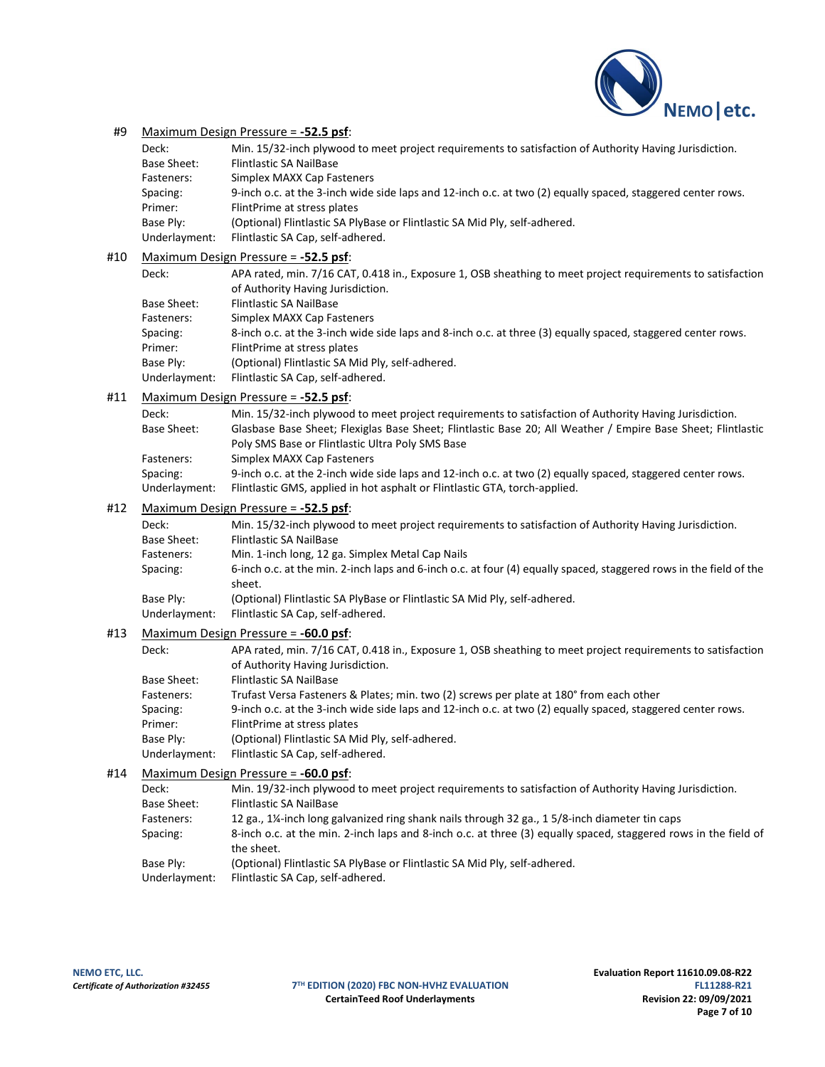#9 <u>Maximum Design Pressure = **-52.5 psf**</u>:

| | |
|---|---|
| Deck: | Min. 15/32-inch plywood to meet project requirements to satisfaction of Authority Having Jurisdiction. |
| Base Sheet: | Flintlastic SA NailBase |
| Fasteners: | Simplex MAXX Cap Fasteners |
| Spacing: | 9-inch o.c. at the 3-inch wide side laps and 12-inch o.c. at two (2) equally spaced, staggered center rows. |
| Primer: | FlintPrime at stress plates |
| Base Ply: | (Optional) Flintlastic SA PlyBase or Flintlastic SA Mid Ply, self-adhered. |
| Underlayment: | Flintlastic SA Cap, self-adhered. |

#10 <u>Maximum Design Pressure = **-52.5 psf**</u>:

| | |
|---|---|
| Deck: | APA rated, min. 7/16 CAT, 0.418 in., Exposure 1, OSB sheathing to meet project requirements to satisfaction of Authority Having Jurisdiction. |
| Base Sheet: | Flintlastic SA NailBase |
| Fasteners: | Simplex MAXX Cap Fasteners |
| Spacing: | 8-inch o.c. at the 3-inch wide side laps and 8-inch o.c. at three (3) equally spaced, staggered center rows. |
| Primer: | FlintPrime at stress plates |
| Base Ply: | (Optional) Flintlastic SA Mid Ply, self-adhered. |
| Underlayment: | Flintlastic SA Cap, self-adhered. |

#11 <u>Maximum Design Pressure = **-52.5 psf**</u>:

| | |
|---|---|
| Deck: | Min. 15/32-inch plywood to meet project requirements to satisfaction of Authority Having Jurisdiction. |
| Base Sheet: | Glasbase Base Sheet; Flexiglas Base Sheet; Flintlastic Base 20; All Weather / Empire Base Sheet; Flintlastic Poly SMS Base or Flintlastic Ultra Poly SMS Base |
| Fasteners: | Simplex MAXX Cap Fasteners |
| Spacing: | 9-inch o.c. at the 2-inch wide side laps and 12-inch o.c. at two (2) equally spaced, staggered center rows. |
| Underlayment: | Flintlastic GMS, applied in hot asphalt or Flintlastic GTA, torch-applied. |

#12 <u>Maximum Design Pressure = **-52.5 psf**</u>:

| | |
|---|---|
| Deck: | Min. 15/32-inch plywood to meet project requirements to satisfaction of Authority Having Jurisdiction. |
| Base Sheet: | Flintlastic SA NailBase |
| Fasteners: | Min. 1-inch long, 12 ga. Simplex Metal Cap Nails |
| Spacing: | 6-inch o.c. at the min. 2-inch laps and 6-inch o.c. at four (4) equally spaced, staggered rows in the field of the sheet. |
| Base Ply: | (Optional) Flintlastic SA PlyBase or Flintlastic SA Mid Ply, self-adhered. |
| Underlayment: | Flintlastic SA Cap, self-adhered. |

#13 <u>Maximum Design Pressure = **-60.0 psf**</u>:

| | |
|---|---|
| Deck: | APA rated, min. 7/16 CAT, 0.418 in., Exposure 1, OSB sheathing to meet project requirements to satisfaction of Authority Having Jurisdiction. |
| Base Sheet: | Flintlastic SA NailBase |
| Fasteners: | Trufast Versa Fasteners & Plates; min. two (2) screws per plate at 180° from each other |
| Spacing: | 9-inch o.c. at the 3-inch wide side laps and 12-inch o.c. at two (2) equally spaced, staggered center rows. |
| Primer: | FlintPrime at stress plates |
| Base Ply: | (Optional) Flintlastic SA Mid Ply, self-adhered. |
| Underlayment: | Flintlastic SA Cap, self-adhered. |

#14 <u>Maximum Design Pressure = **-60.0 psf**</u>:

| | |
|---|---|
| Deck: | Min. 19/32-inch plywood to meet project requirements to satisfaction of Authority Having Jurisdiction. |
| Base Sheet: | Flintlastic SA NailBase |
| Fasteners: | 12 ga., 1¼-inch long galvanized ring shank nails through 32 ga., 1 5/8-inch diameter tin caps |
| Spacing: | 8-inch o.c. at the min. 2-inch laps and 8-inch o.c. at three (3) equally spaced, staggered rows in the field of the sheet. |
| Base Ply: | (Optional) Flintlastic SA PlyBase or Flintlastic SA Mid Ply, self-adhered. |
| Underlayment: | Flintlastic SA Cap, self-adhered. |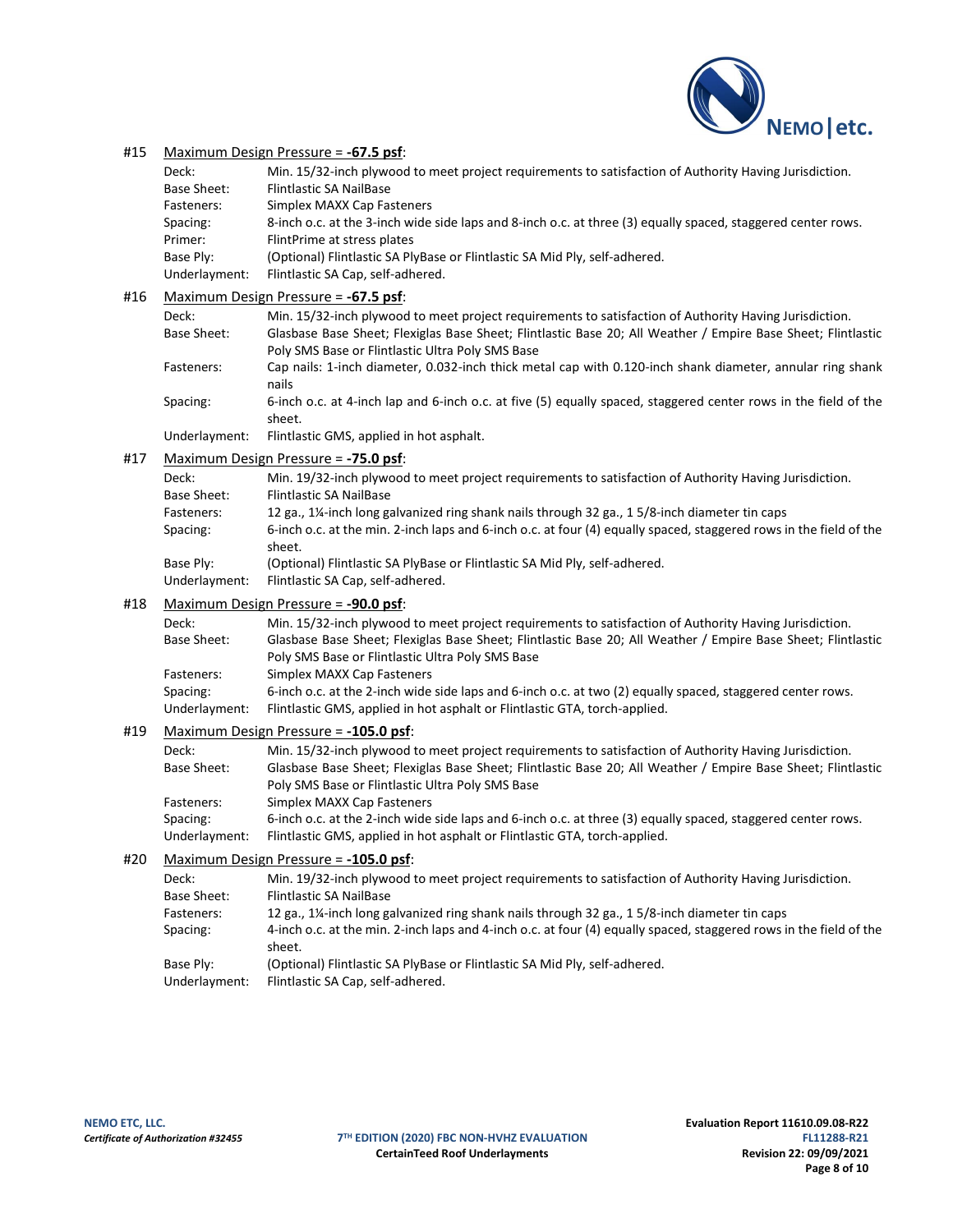#15 Maximum Design Pressure = **-67.5 psf**:

| | |
|---|---|
| Deck: | Min. 15/32-inch plywood to meet project requirements to satisfaction of Authority Having Jurisdiction. |
| Base Sheet: | Flintlastic SA NailBase |
| Fasteners: | Simplex MAXX Cap Fasteners |
| Spacing: | 8-inch o.c. at the 3-inch wide side laps and 8-inch o.c. at three (3) equally spaced, staggered center rows. |
| Primer: | FlintPrime at stress plates |
| Base Ply: | (Optional) Flintlastic SA PlyBase or Flintlastic SA Mid Ply, self-adhered. |
| Underlayment: | Flintlastic SA Cap, self-adhered. |

#16 Maximum Design Pressure = **-67.5 psf**:

| | |
|---|---|
| Deck: | Min. 15/32-inch plywood to meet project requirements to satisfaction of Authority Having Jurisdiction. |
| Base Sheet: | Glasbase Base Sheet; Flexiglas Base Sheet; Flintlastic Base 20; All Weather / Empire Base Sheet; Flintlastic Poly SMS Base or Flintlastic Ultra Poly SMS Base |
| Fasteners: | Cap nails: 1-inch diameter, 0.032-inch thick metal cap with 0.120-inch shank diameter, annular ring shank nails |
| Spacing: | 6-inch o.c. at 4-inch lap and 6-inch o.c. at five (5) equally spaced, staggered center rows in the field of the sheet. |
| Underlayment: | Flintlastic GMS, applied in hot asphalt. |

#17 Maximum Design Pressure = **-75.0 psf**:

| | |
|---|---|
| Deck: | Min. 19/32-inch plywood to meet project requirements to satisfaction of Authority Having Jurisdiction. |
| Base Sheet: | Flintlastic SA NailBase |
| Fasteners: | 12 ga., 1¼-inch long galvanized ring shank nails through 32 ga., 1 5/8-inch diameter tin caps |
| Spacing: | 6-inch o.c. at the min. 2-inch laps and 6-inch o.c. at four (4) equally spaced, staggered rows in the field of the sheet. |
| Base Ply: | (Optional) Flintlastic SA PlyBase or Flintlastic SA Mid Ply, self-adhered. |
| Underlayment: | Flintlastic SA Cap, self-adhered. |

#18 Maximum Design Pressure = **-90.0 psf**:

| | |
|---|---|
| Deck: | Min. 15/32-inch plywood to meet project requirements to satisfaction of Authority Having Jurisdiction. |
| Base Sheet: | Glasbase Base Sheet; Flexiglas Base Sheet; Flintlastic Base 20; All Weather / Empire Base Sheet; Flintlastic Poly SMS Base or Flintlastic Ultra Poly SMS Base |
| Fasteners: | Simplex MAXX Cap Fasteners |
| Spacing: | 6-inch o.c. at the 2-inch wide side laps and 6-inch o.c. at two (2) equally spaced, staggered center rows. |
| Underlayment: | Flintlastic GMS, applied in hot asphalt or Flintlastic GTA, torch-applied. |

#19 Maximum Design Pressure = **-105.0 psf**:

| | |
|---|---|
| Deck: | Min. 15/32-inch plywood to meet project requirements to satisfaction of Authority Having Jurisdiction. |
| Base Sheet: | Glasbase Base Sheet; Flexiglas Base Sheet; Flintlastic Base 20; All Weather / Empire Base Sheet; Flintlastic Poly SMS Base or Flintlastic Ultra Poly SMS Base |
| Fasteners: | Simplex MAXX Cap Fasteners |
| Spacing: | 6-inch o.c. at the 2-inch wide side laps and 6-inch o.c. at three (3) equally spaced, staggered center rows. |
| Underlayment: | Flintlastic GMS, applied in hot asphalt or Flintlastic GTA, torch-applied. |

#20 Maximum Design Pressure = **-105.0 psf**:

| | |
|---|---|
| Deck: | Min. 19/32-inch plywood to meet project requirements to satisfaction of Authority Having Jurisdiction. |
| Base Sheet: | Flintlastic SA NailBase |
| Fasteners: | 12 ga., 1¼-inch long galvanized ring shank nails through 32 ga., 1 5/8-inch diameter tin caps |
| Spacing: | 4-inch o.c. at the min. 2-inch laps and 4-inch o.c. at four (4) equally spaced, staggered rows in the field of the sheet. |
| Base Ply: | (Optional) Flintlastic SA PlyBase or Flintlastic SA Mid Ply, self-adhered. |
| Underlayment: | Flintlastic SA Cap, self-adhered. |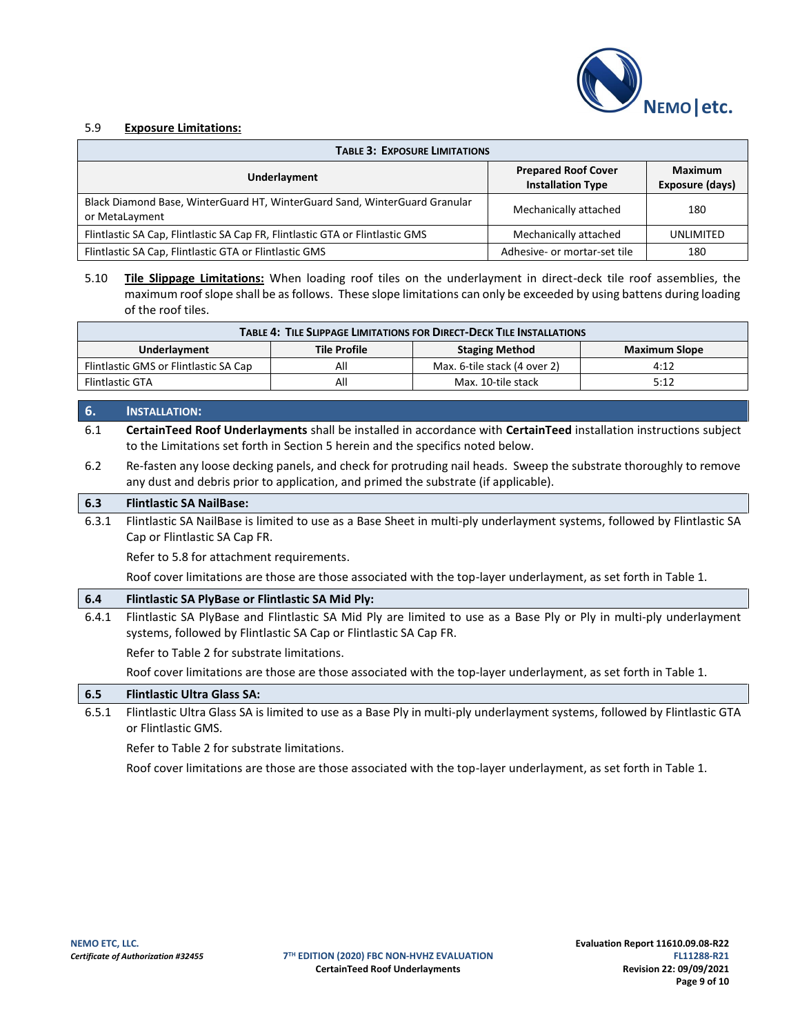5.9 **Exposure Limitations:**

| TABLE 3: EXPOSURE LIMITATIONS | | |
|---|---|---|
| **Underlayment** | **Prepared Roof Cover Installation Type** | **Maximum Exposure (days)** |
| Black Diamond Base, WinterGuard HT, WinterGuard Sand, WinterGuard Granular or MetaLayment | Mechanically attached | 180 |
| Flintlastic SA Cap, Flintlastic SA Cap FR, Flintlastic GTA or Flintlastic GMS | Mechanically attached | UNLIMITED |
| Flintlastic SA Cap, Flintlastic GTA or Flintlastic GMS | Adhesive- or mortar-set tile | 180 |

5.10 **Tile Slippage Limitations:** When loading roof tiles on the underlayment in direct-deck tile roof assemblies, the maximum roof slope shall be as follows. These slope limitations can only be exceeded by using battens during loading of the roof tiles.

| TABLE 4: TILE SLIPPAGE LIMITATIONS FOR DIRECT-DECK TILE INSTALLATIONS | | | |
|---|---|---|---|
| **Underlayment** | **Tile Profile** | **Staging Method** | **Maximum Slope** |
| Flintlastic GMS or Flintlastic SA Cap | All | Max. 6-tile stack (4 over 2) | 4:12 |
| Flintlastic GTA | All | Max. 10-tile stack | 5:12 |

## 6. INSTALLATION:

6.1 **CertainTeed Roof Underlayments** shall be installed in accordance with **CertainTeed** installation instructions subject to the Limitations set forth in Section 5 herein and the specifics noted below.

6.2 Re-fasten any loose decking panels, and check for protruding nail heads. Sweep the substrate thoroughly to remove any dust and debris prior to application, and primed the substrate (if applicable).

### 6.3 Flintlastic SA NailBase:

6.3.1 Flintlastic SA NailBase is limited to use as a Base Sheet in multi-ply underlayment systems, followed by Flintlastic SA Cap or Flintlastic SA Cap FR.

Refer to 5.8 for attachment requirements.

Roof cover limitations are those are those associated with the top-layer underlayment, as set forth in Table 1.

### 6.4 Flintlastic SA PlyBase or Flintlastic SA Mid Ply:

6.4.1 Flintlastic SA PlyBase and Flintlastic SA Mid Ply are limited to use as a Base Ply or Ply in multi-ply underlayment systems, followed by Flintlastic SA Cap or Flintlastic SA Cap FR.

Refer to Table 2 for substrate limitations.

Roof cover limitations are those are those associated with the top-layer underlayment, as set forth in Table 1.

### 6.5 Flintlastic Ultra Glass SA:

6.5.1 Flintlastic Ultra Glass SA is limited to use as a Base Ply in multi-ply underlayment systems, followed by Flintlastic GTA or Flintlastic GMS.

Refer to Table 2 for substrate limitations.

Roof cover limitations are those are those associated with the top-layer underlayment, as set forth in Table 1.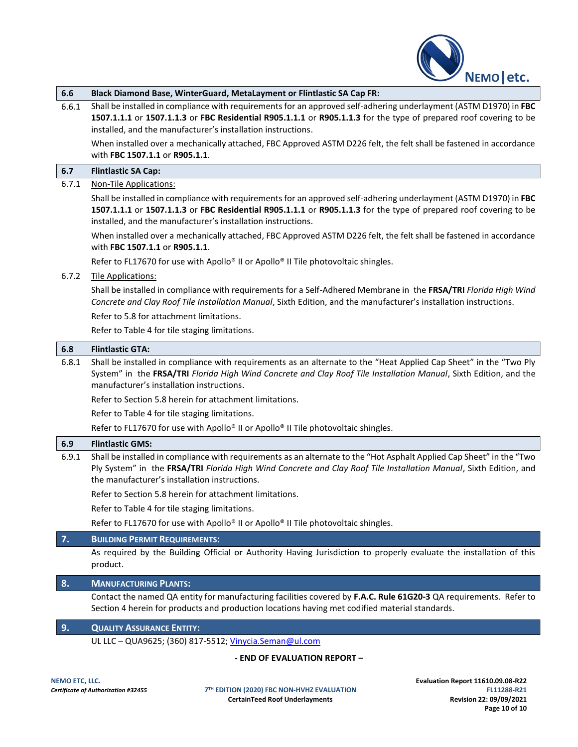### 6.6 Black Diamond Base, WinterGuard, MetaLayment or Flintlastic SA Cap FR:

6.6.1 Shall be installed in compliance with requirements for an approved self-adhering underlayment (ASTM D1970) in **FBC 1507.1.1.1** or **1507.1.1.3** or **FBC Residential R905.1.1.1** or **R905.1.1.3** for the type of prepared roof covering to be installed, and the manufacturer's installation instructions.

When installed over a mechanically attached, FBC Approved ASTM D226 felt, the felt shall be fastened in accordance with **FBC 1507.1.1** or **R905.1.1**.

### 6.7 Flintlastic SA Cap:

6.7.1 Non-Tile Applications:

Shall be installed in compliance with requirements for an approved self-adhering underlayment (ASTM D1970) in **FBC 1507.1.1.1** or **1507.1.1.3** or **FBC Residential R905.1.1.1** or **R905.1.1.3** for the type of prepared roof covering to be installed, and the manufacturer's installation instructions.

When installed over a mechanically attached, FBC Approved ASTM D226 felt, the felt shall be fastened in accordance with **FBC 1507.1.1** or **R905.1.1**.

Refer to FL17670 for use with Apollo® II or Apollo® II Tile photovoltaic shingles.

6.7.2 Tile Applications:

Shall be installed in compliance with requirements for a Self-Adhered Membrane in the **FRSA/TRI** *Florida High Wind Concrete and Clay Roof Tile Installation Manual*, Sixth Edition, and the manufacturer's installation instructions.

Refer to 5.8 for attachment limitations.

Refer to Table 4 for tile staging limitations.

### 6.8 Flintlastic GTA:

6.8.1 Shall be installed in compliance with requirements as an alternate to the "Heat Applied Cap Sheet" in the "Two Ply System" in the **FRSA/TRI** *Florida High Wind Concrete and Clay Roof Tile Installation Manual*, Sixth Edition, and the manufacturer's installation instructions.

Refer to Section 5.8 herein for attachment limitations.

Refer to Table 4 for tile staging limitations.

Refer to FL17670 for use with Apollo® II or Apollo® II Tile photovoltaic shingles.

### 6.9 Flintlastic GMS:

6.9.1 Shall be installed in compliance with requirements as an alternate to the "Hot Asphalt Applied Cap Sheet" in the "Two Ply System" in the **FRSA/TRI** *Florida High Wind Concrete and Clay Roof Tile Installation Manual*, Sixth Edition, and the manufacturer's installation instructions.

Refer to Section 5.8 herein for attachment limitations.

Refer to Table 4 for tile staging limitations.

Refer to FL17670 for use with Apollo® II or Apollo® II Tile photovoltaic shingles.

## 7. Building Permit Requirements:

As required by the Building Official or Authority Having Jurisdiction to properly evaluate the installation of this product.

## 8. Manufacturing Plants:

Contact the named QA entity for manufacturing facilities covered by **F.A.C. Rule 61G20-3** QA requirements. Refer to Section 4 herein for products and production locations having met codified material standards.

## 9. Quality Assurance Entity:

UL LLC – QUA9625; (360) 817-5512; Vinycia.Seman@ul.com

**- END OF EVALUATION REPORT –**